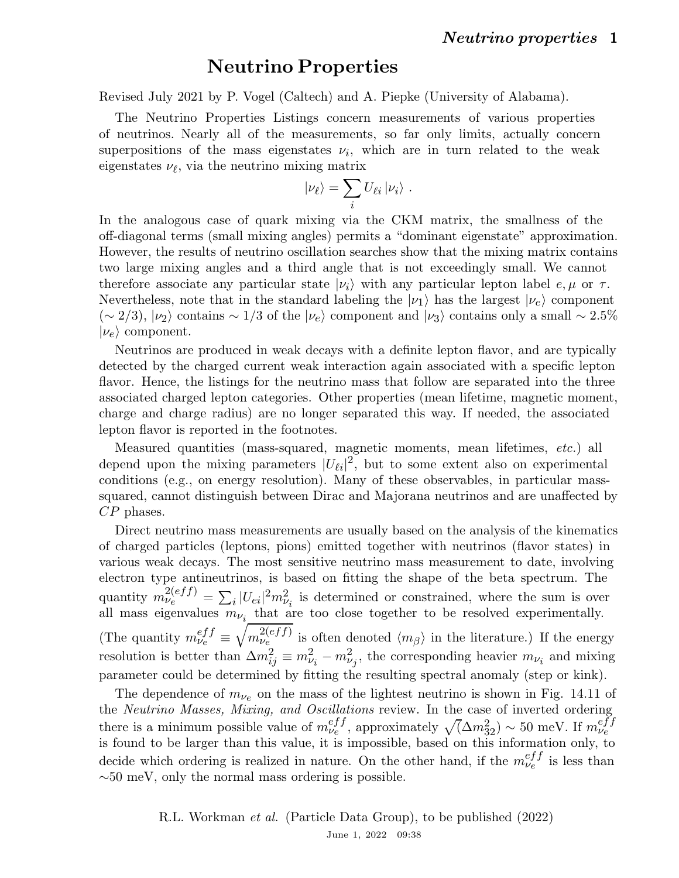# Neutrino Properties

Revised July 2021 by P. Vogel (Caltech) and A. Piepke (University of Alabama).

The Neutrino Properties Listings concern measurements of various properties of neutrinos. Nearly all of the measurements, so far only limits, actually concern superpositions of the mass eigenstates $\nu_i$, which are in turn related to the weak eigenstates $\nu_\ell$, via the neutrino mixing matrix

$$|\nu_\ell\rangle = \sum_i U_{\ell i} \, |\nu_i\rangle \ .$$

In the analogous case of quark mixing via the CKM matrix, the smallness of the off-diagonal terms (small mixing angles) permits a "dominant eigenstate" approximation. However, the results of neutrino oscillation searches show that the mixing matrix contains two large mixing angles and a third angle that is not exceedingly small. We cannot therefore associate any particular state $|\nu_i\rangle$ with any particular lepton label $e, \mu$ or $\tau$. Nevertheless, note that in the standard labeling the $|\nu_1\rangle$ has the largest $|\nu_e\rangle$ component ($\sim 2/3$), $|\nu_2\rangle$ contains $\sim 1/3$ of the $|\nu_e\rangle$ component and $|\nu_3\rangle$ contains only a small $\sim 2.5\%$ $|\nu_e\rangle$ component.

Neutrinos are produced in weak decays with a definite lepton flavor, and are typically detected by the charged current weak interaction again associated with a specific lepton flavor. Hence, the listings for the neutrino mass that follow are separated into the three associated charged lepton categories. Other properties (mean lifetime, magnetic moment, charge and charge radius) are no longer separated this way. If needed, the associated lepton flavor is reported in the footnotes.

Measured quantities (mass-squared, magnetic moments, mean lifetimes, *etc.*) all depend upon the mixing parameters $|U_{\ell i}|^2$, but to some extent also on experimental conditions (e.g., on energy resolution). Many of these observables, in particular mass-squared, cannot distinguish between Dirac and Majorana neutrinos and are unaffected by $CP$ phases.

Direct neutrino mass measurements are usually based on the analysis of the kinematics of charged particles (leptons, pions) emitted together with neutrinos (flavor states) in various weak decays. The most sensitive neutrino mass measurement to date, involving electron type antineutrinos, is based on fitting the shape of the beta spectrum. The quantity $m_{\nu_e}^{2(eff)} = \sum_i |U_{ei}|^2 m_{\nu_i}^2$ is determined or constrained, where the sum is over all mass eigenvalues $m_{\nu_i}$ that are too close together to be resolved experimentally. (The quantity $m_{\nu_e}^{eff} \equiv \sqrt{m_{\nu_e}^{2(eff)}}$ is often denoted $\langle m_\beta \rangle$ in the literature.) If the energy resolution is better than $\Delta m_{ij}^2 \equiv m_{\nu_i}^2 - m_{\nu_j}^2$, the corresponding heavier $m_{\nu_i}$ and mixing parameter could be determined by fitting the resulting spectral anomaly (step or kink).

The dependence of $m_{\nu_e}$ on the mass of the lightest neutrino is shown in Fig. 14.11 of the *Neutrino Masses, Mixing, and Oscillations* review. In the case of inverted ordering there is a minimum possible value of $m_{\nu_e}^{eff}$, approximately $\sqrt{(}\Delta m_{32}^2) \sim 50$ meV. If $m_{\nu_e}^{eff}$ is found to be larger than this value, it is impossible, based on this information only, to decide which ordering is realized in nature. On the other hand, if the $m_{\nu_e}^{eff}$ is less than $\sim$50 meV, only the normal mass ordering is possible.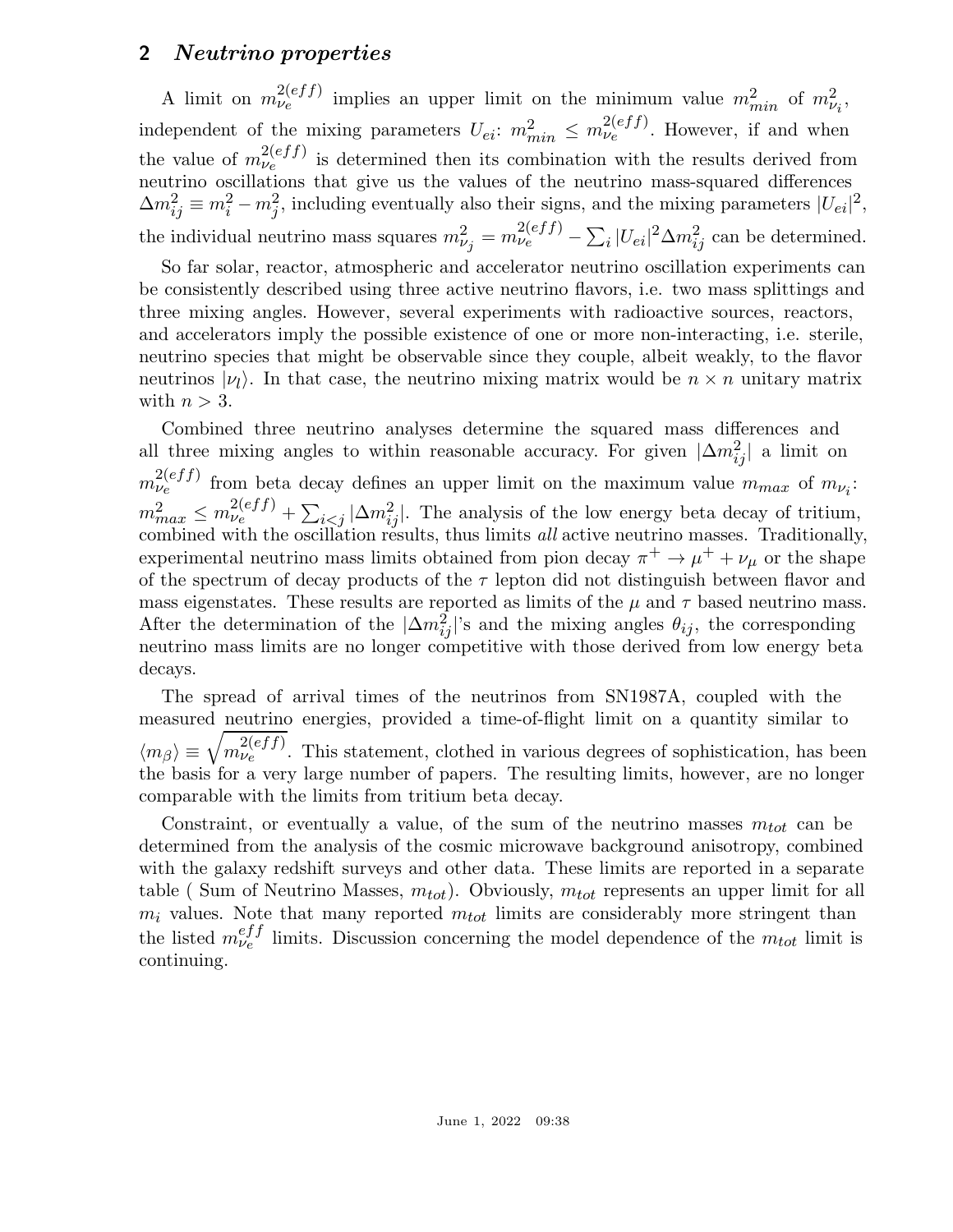## 2 *Neutrino properties*

A limit on $m_{\nu_e}^{2(eff)}$ implies an upper limit on the minimum value $m^2_{min}$ of $m^2_{\nu_i}$, independent of the mixing parameters $U_{ei}$: $m^2_{min} \leq m_{\nu_e}^{2(eff)}$. However, if and when the value of $m_{\nu_e}^{2(eff)}$ is determined then its combination with the results derived from neutrino oscillations that give us the values of the neutrino mass-squared differences $\Delta m^2_{ij} \equiv m^2_i - m^2_j$, including eventually also their signs, and the mixing parameters $|U_{ei}|^2$, the individual neutrino mass squares $m^2_{\nu_j} = m_{\nu_e}^{2(eff)} - \sum_i |U_{ei}|^2 \Delta m^2_{ij}$ can be determined.

So far solar, reactor, atmospheric and accelerator neutrino oscillation experiments can be consistently described using three active neutrino flavors, i.e. two mass splittings and three mixing angles. However, several experiments with radioactive sources, reactors, and accelerators imply the possible existence of one or more non-interacting, i.e. sterile, neutrino species that might be observable since they couple, albeit weakly, to the flavor neutrinos $|\nu_l\rangle$. In that case, the neutrino mixing matrix would be $n \times n$ unitary matrix with $n > 3$.

Combined three neutrino analyses determine the squared mass differences and all three mixing angles to within reasonable accuracy. For given $|\Delta m^2_{ij}|$ a limit on $m_{\nu_e}^{2(eff)}$ from beta decay defines an upper limit on the maximum value $m_{max}$ of $m_{\nu_i}$: $m^2_{max} \leq m_{\nu_e}^{2(eff)} + \sum_{i<j} |\Delta m^2_{ij}|$. The analysis of the low energy beta decay of tritium, combined with the oscillation results, thus limits *all* active neutrino masses. Traditionally, experimental neutrino mass limits obtained from pion decay $\pi^+ \to \mu^+ + \nu_\mu$ or the shape of the spectrum of decay products of the $\tau$ lepton did not distinguish between flavor and mass eigenstates. These results are reported as limits of the $\mu$ and $\tau$ based neutrino mass. After the determination of the $|\Delta m^2_{ij}|$'s and the mixing angles $\theta_{ij}$, the corresponding neutrino mass limits are no longer competitive with those derived from low energy beta decays.

The spread of arrival times of the neutrinos from SN1987A, coupled with the measured neutrino energies, provided a time-of-flight limit on a quantity similar to $\langle m_\beta \rangle \equiv \sqrt{m_{\nu_e}^{2(eff)}}$. This statement, clothed in various degrees of sophistication, has been the basis for a very large number of papers. The resulting limits, however, are no longer comparable with the limits from tritium beta decay.

Constraint, or eventually a value, of the sum of the neutrino masses $m_{tot}$ can be determined from the analysis of the cosmic microwave background anisotropy, combined with the galaxy redshift surveys and other data. These limits are reported in a separate table ( Sum of Neutrino Masses, $m_{tot}$). Obviously, $m_{tot}$ represents an upper limit for all $m_i$ values. Note that many reported $m_{tot}$ limits are considerably more stringent than the listed $m_{\nu_e}^{eff}$ limits. Discussion concerning the model dependence of the $m_{tot}$ limit is continuing.